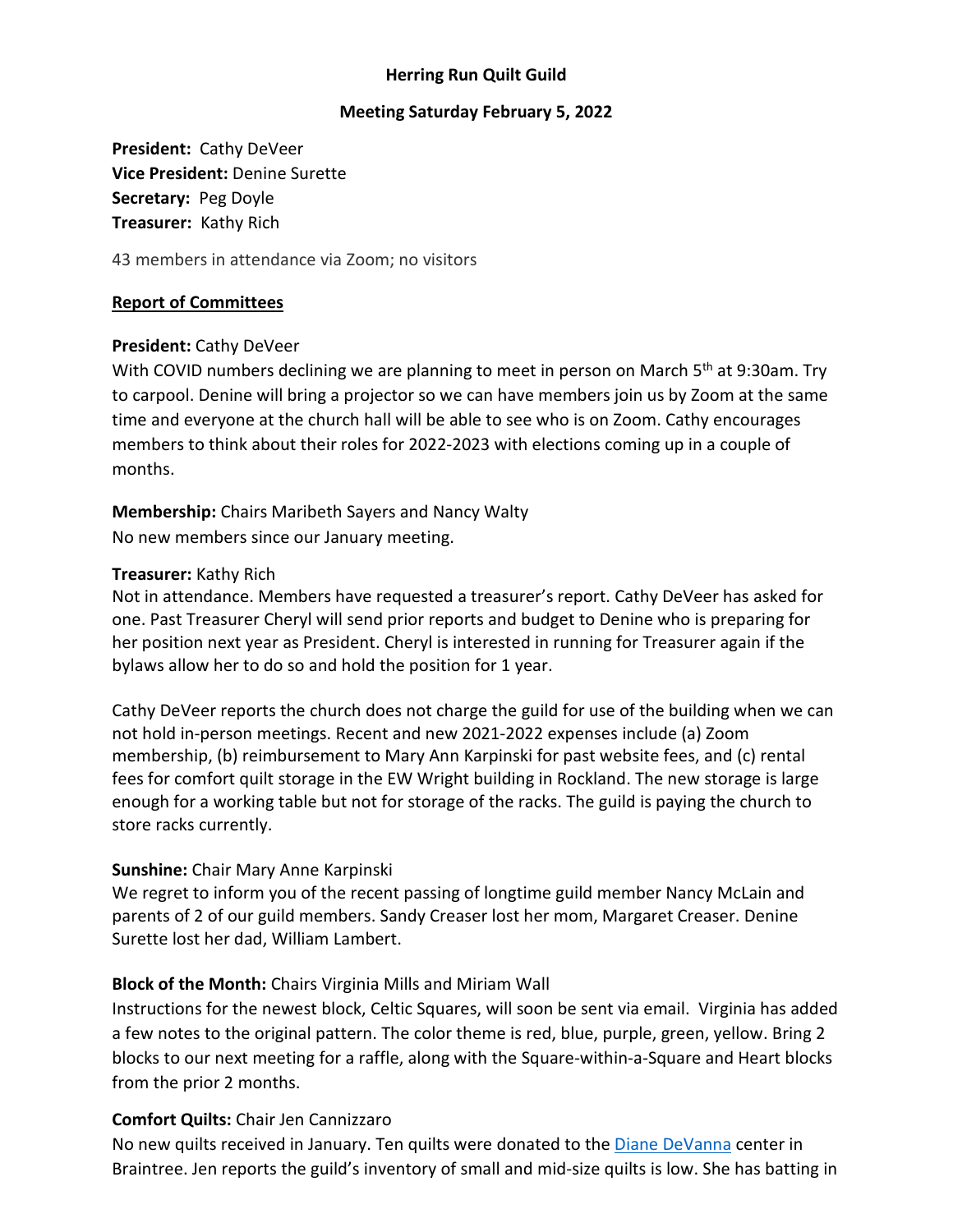# Herring Run Quilt Guild

## Meeting Saturday February 5, 2022

**President:** Cathy DeVeer
**Vice President:** Denine Surette
**Secretary:** Peg Doyle
**Treasurer:** Kathy Rich

43 members in attendance via Zoom; no visitors

**Report of Committees**

**President:** Cathy DeVeer
With COVID numbers declining we are planning to meet in person on March 5th at 9:30am. Try to carpool. Denine will bring a projector so we can have members join us by Zoom at the same time and everyone at the church hall will be able to see who is on Zoom. Cathy encourages members to think about their roles for 2022-2023 with elections coming up in a couple of months.

**Membership:** Chairs Maribeth Sayers and Nancy Walty
No new members since our January meeting.

**Treasurer:** Kathy Rich
Not in attendance. Members have requested a treasurer's report. Cathy DeVeer has asked for one. Past Treasurer Cheryl will send prior reports and budget to Denine who is preparing for her position next year as President. Cheryl is interested in running for Treasurer again if the bylaws allow her to do so and hold the position for 1 year.

Cathy DeVeer reports the church does not charge the guild for use of the building when we can not hold in-person meetings. Recent and new 2021-2022 expenses include (a) Zoom membership, (b) reimbursement to Mary Ann Karpinski for past website fees, and (c) rental fees for comfort quilt storage in the EW Wright building in Rockland. The new storage is large enough for a working table but not for storage of the racks. The guild is paying the church to store racks currently.

**Sunshine:** Chair Mary Anne Karpinski
We regret to inform you of the recent passing of longtime guild member Nancy McLain and parents of 2 of our guild members. Sandy Creaser lost her mom, Margaret Creaser. Denine Surette lost her dad, William Lambert.

**Block of the Month:** Chairs Virginia Mills and Miriam Wall
Instructions for the newest block, Celtic Squares, will soon be sent via email. Virginia has added a few notes to the original pattern. The color theme is red, blue, purple, green, yellow. Bring 2 blocks to our next meeting for a raffle, along with the Square-within-a-Square and Heart blocks from the prior 2 months.

**Comfort Quilts:** Chair Jen Cannizzaro
No new quilts received in January. Ten quilts were donated to the Diane DeVanna center in Braintree. Jen reports the guild's inventory of small and mid-size quilts is low. She has batting in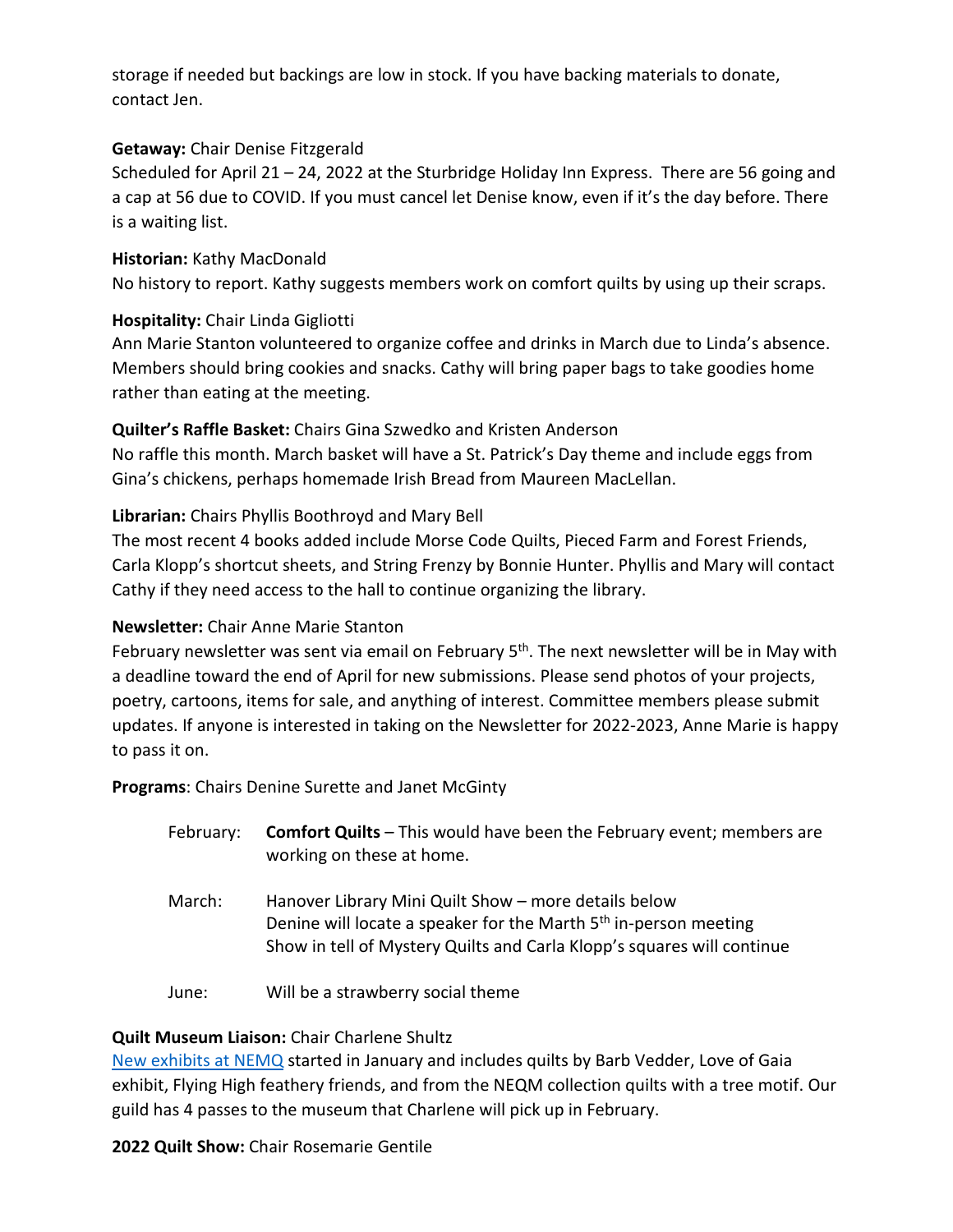storage if needed but backings are low in stock. If you have backing materials to donate, contact Jen.

**Getaway:** Chair Denise Fitzgerald
Scheduled for April 21 – 24, 2022 at the Sturbridge Holiday Inn Express. There are 56 going and a cap at 56 due to COVID. If you must cancel let Denise know, even if it's the day before. There is a waiting list.

**Historian:** Kathy MacDonald
No history to report. Kathy suggests members work on comfort quilts by using up their scraps.

**Hospitality:** Chair Linda Gigliotti
Ann Marie Stanton volunteered to organize coffee and drinks in March due to Linda's absence. Members should bring cookies and snacks. Cathy will bring paper bags to take goodies home rather than eating at the meeting.

**Quilter's Raffle Basket:** Chairs Gina Szwedko and Kristen Anderson
No raffle this month. March basket will have a St. Patrick's Day theme and include eggs from Gina's chickens, perhaps homemade Irish Bread from Maureen MacLellan.

**Librarian:** Chairs Phyllis Boothroyd and Mary Bell
The most recent 4 books added include Morse Code Quilts, Pieced Farm and Forest Friends, Carla Klopp's shortcut sheets, and String Frenzy by Bonnie Hunter. Phyllis and Mary will contact Cathy if they need access to the hall to continue organizing the library.

**Newsletter:** Chair Anne Marie Stanton
February newsletter was sent via email on February 5th. The next newsletter will be in May with a deadline toward the end of April for new submissions. Please send photos of your projects, poetry, cartoons, items for sale, and anything of interest. Committee members please submit updates. If anyone is interested in taking on the Newsletter for 2022-2023, Anne Marie is happy to pass it on.

**Programs**: Chairs Denine Surette and Janet McGinty

| | |
|---|---|
| February: | **Comfort Quilts** – This would have been the February event; members are working on these at home. |
| March: | Hanover Library Mini Quilt Show – more details below<br>Denine will locate a speaker for the Marth 5th in-person meeting<br>Show in tell of Mystery Quilts and Carla Klopp's squares will continue |
| June: | Will be a strawberry social theme |

**Quilt Museum Liaison:** Chair Charlene Shultz
New exhibits at NEMQ started in January and includes quilts by Barb Vedder, Love of Gaia exhibit, Flying High feathery friends, and from the NEQM collection quilts with a tree motif. Our guild has 4 passes to the museum that Charlene will pick up in February.

**2022 Quilt Show:** Chair Rosemarie Gentile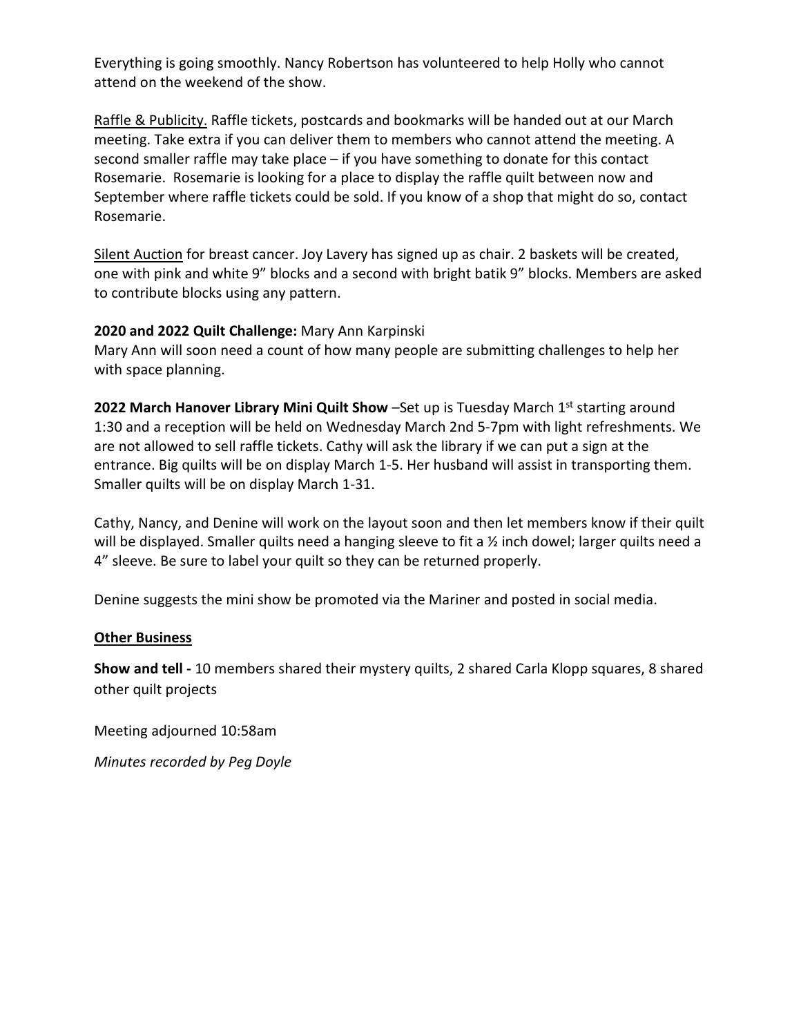Everything is going smoothly. Nancy Robertson has volunteered to help Holly who cannot attend on the weekend of the show.

<u>Raffle & Publicity.</u> Raffle tickets, postcards and bookmarks will be handed out at our March meeting. Take extra if you can deliver them to members who cannot attend the meeting. A second smaller raffle may take place – if you have something to donate for this contact Rosemarie. Rosemarie is looking for a place to display the raffle quilt between now and September where raffle tickets could be sold. If you know of a shop that might do so, contact Rosemarie.

<u>Silent Auction</u> for breast cancer. Joy Lavery has signed up as chair. 2 baskets will be created, one with pink and white 9" blocks and a second with bright batik 9" blocks. Members are asked to contribute blocks using any pattern.

**2020 and 2022 Quilt Challenge:** Mary Ann Karpinski
Mary Ann will soon need a count of how many people are submitting challenges to help her with space planning.

**2022 March Hanover Library Mini Quilt Show** –Set up is Tuesday March 1st starting around 1:30 and a reception will be held on Wednesday March 2nd 5-7pm with light refreshments. We are not allowed to sell raffle tickets. Cathy will ask the library if we can put a sign at the entrance. Big quilts will be on display March 1-5. Her husband will assist in transporting them. Smaller quilts will be on display March 1-31.

Cathy, Nancy, and Denine will work on the layout soon and then let members know if their quilt will be displayed. Smaller quilts need a hanging sleeve to fit a ½ inch dowel; larger quilts need a 4" sleeve. Be sure to label your quilt so they can be returned properly.

Denine suggests the mini show be promoted via the Mariner and posted in social media.

**<u>Other Business</u>**

**Show and tell -** 10 members shared their mystery quilts, 2 shared Carla Klopp squares, 8 shared other quilt projects

Meeting adjourned 10:58am

*Minutes recorded by Peg Doyle*